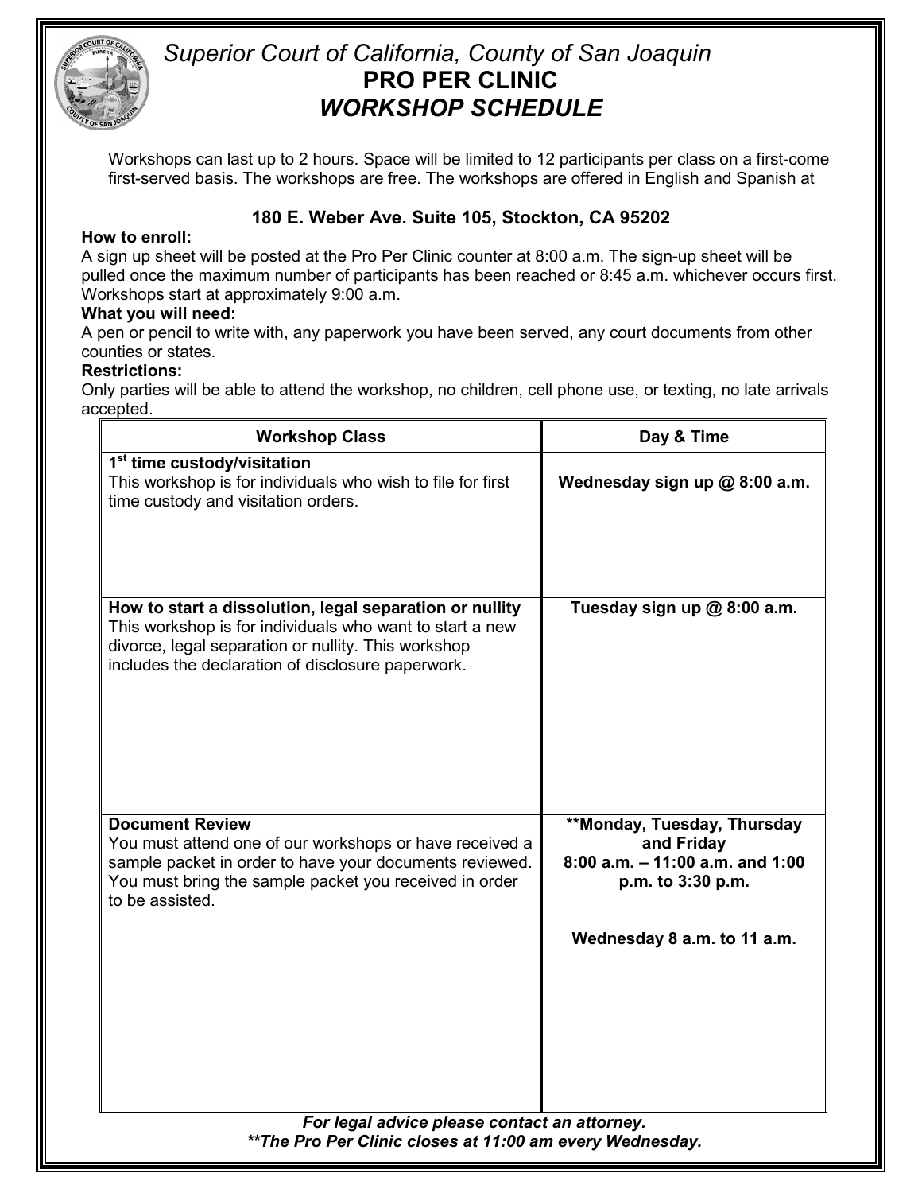# *Superior Court of California, County of San Joaquin*
## PRO PER CLINIC
## *WORKSHOP SCHEDULE*

Workshops can last up to 2 hours. Space will be limited to 12 participants per class on a first-come first-served basis. The workshops are free. The workshops are offered in English and Spanish at

**180 E. Weber Ave. Suite 105, Stockton, CA 95202**

**How to enroll:**
A sign up sheet will be posted at the Pro Per Clinic counter at 8:00 a.m. The sign-up sheet will be pulled once the maximum number of participants has been reached or 8:45 a.m. whichever occurs first. Workshops start at approximately 9:00 a.m.

**What you will need:**
A pen or pencil to write with, any paperwork you have been served, any court documents from other counties or states.

**Restrictions:**
Only parties will be able to attend the workshop, no children, cell phone use, or texting, no late arrivals accepted.

| Workshop Class | Day & Time |
|---|---|
| **1st time custody/visitation**<br>This workshop is for individuals who wish to file for first time custody and visitation orders. | **Wednesday sign up @ 8:00 a.m.** |
| **How to start a dissolution, legal separation or nullity**<br>This workshop is for individuals who want to start a new divorce, legal separation or nullity. This workshop includes the declaration of disclosure paperwork. | **Tuesday sign up @ 8:00 a.m.** |
| **Document Review**<br>You must attend one of our workshops or have received a sample packet in order to have your documents reviewed. You must bring the sample packet you received in order to be assisted. | **\*\*Monday, Tuesday, Thursday and Friday**<br>**8:00 a.m. – 11:00 a.m. and 1:00 p.m. to 3:30 p.m.**<br><br>**Wednesday 8 a.m. to 11 a.m.** |

***For legal advice please contact an attorney.***
***\*\*The Pro Per Clinic closes at 11:00 am every Wednesday.***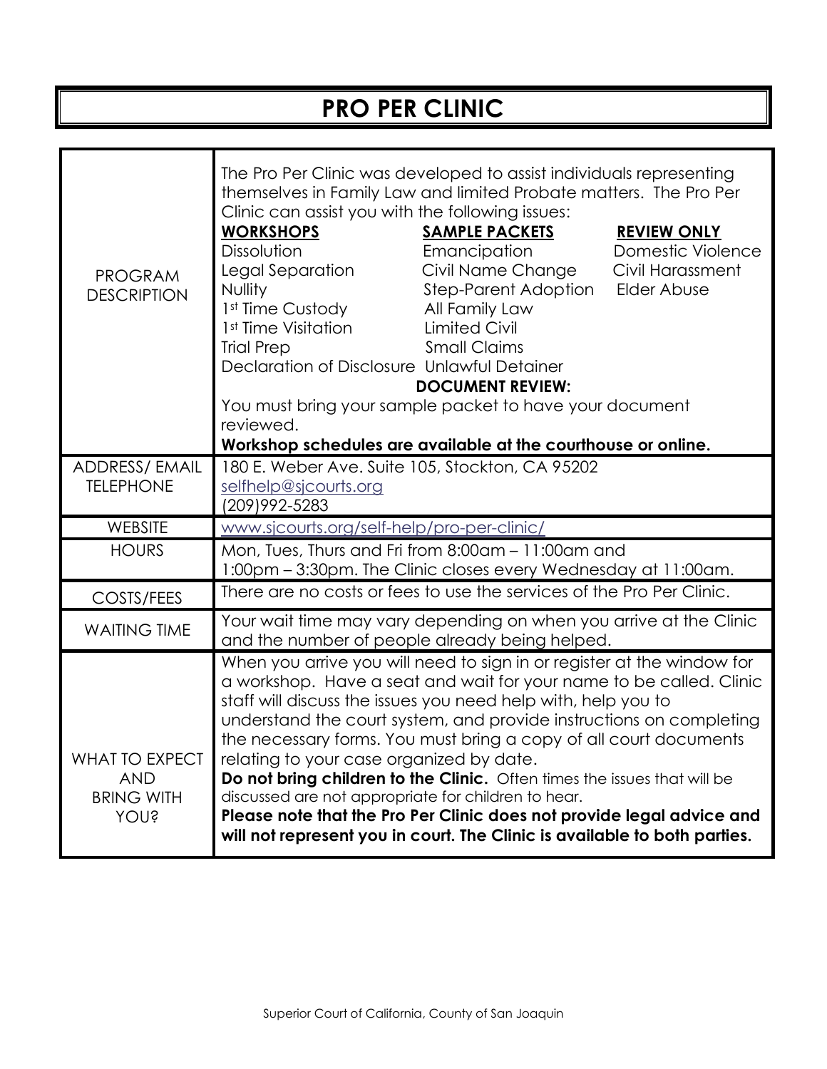# PRO PER CLINIC

| | |
|---|---|
| PROGRAM DESCRIPTION | The Pro Per Clinic was developed to assist individuals representing themselves in Family Law and limited Probate matters. The Pro Per Clinic can assist you with the following issues:<br><br>**WORKSHOPS**: Dissolution; Legal Separation; Nullity; 1st Time Custody; 1st Time Visitation; Trial Prep; Declaration of Disclosure<br><br>**SAMPLE PACKETS**: Emancipation; Civil Name Change; Step-Parent Adoption; All Family Law; Limited Civil; Small Claims; Unlawful Detainer<br><br>**REVIEW ONLY**: Domestic Violence; Civil Harassment; Elder Abuse<br><br>**DOCUMENT REVIEW:**<br>You must bring your sample packet to have your document reviewed.<br>**Workshop schedules are available at the courthouse or online.** |
| ADDRESS/ EMAIL TELEPHONE | 180 E. Weber Ave. Suite 105, Stockton, CA 95202<br>selfhelp@sjcourts.org<br>(209)992-5283 |
| WEBSITE | www.sjcourts.org/self-help/pro-per-clinic/ |
| HOURS | Mon, Tues, Thurs and Fri from 8:00am – 11:00am and 1:00pm – 3:30pm. The Clinic closes every Wednesday at 11:00am. |
| COSTS/FEES | There are no costs or fees to use the services of the Pro Per Clinic. |
| WAITING TIME | Your wait time may vary depending on when you arrive at the Clinic and the number of people already being helped. |
| WHAT TO EXPECT AND BRING WITH YOU? | When you arrive you will need to sign in or register at the window for a workshop. Have a seat and wait for your name to be called. Clinic staff will discuss the issues you need help with, help you to understand the court system, and provide instructions on completing the necessary forms. You must bring a copy of all court documents relating to your case organized by date.<br>**Do not bring children to the Clinic.** Often times the issues that will be discussed are not appropriate for children to hear.<br>**Please note that the Pro Per Clinic does not provide legal advice and will not represent you in court. The Clinic is available to both parties.** |

Superior Court of California, County of San Joaquin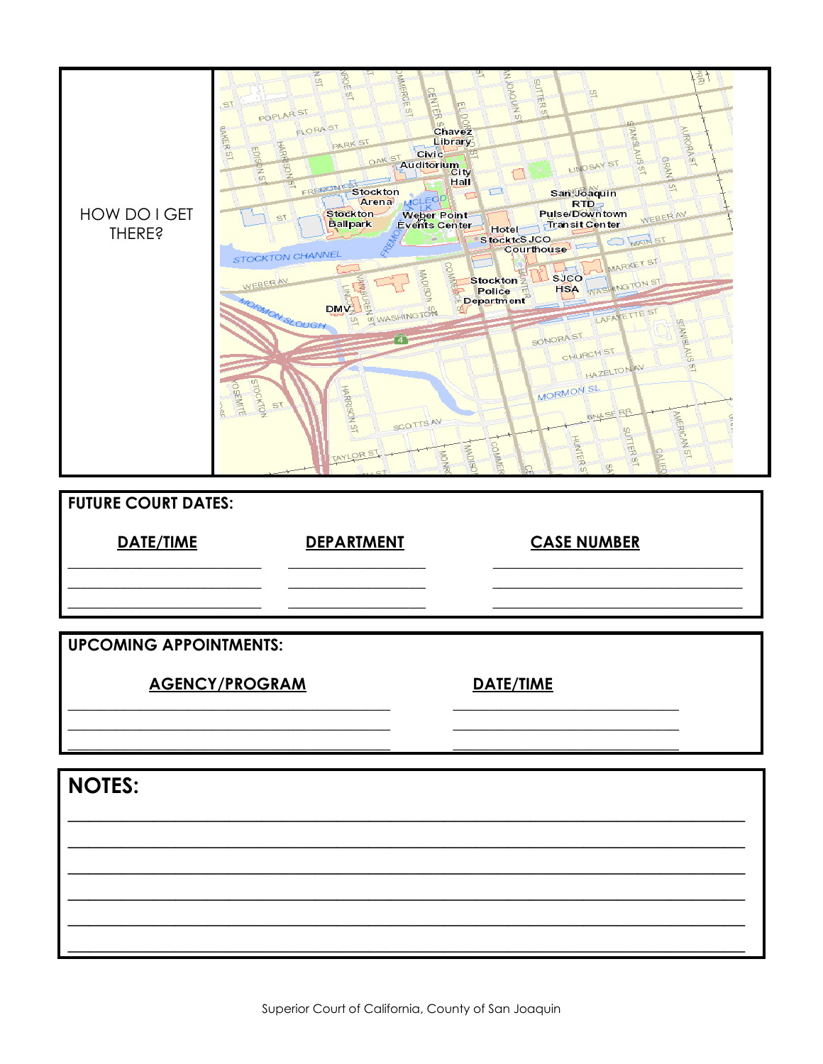HOW DO I GET THERE?

Chavez Library

Civic Auditorium

City Hall

Stockton Arena

Stockton Ballpark

Weber Point Events Center

San Joaquin RTD

Pulse/Downtown Transit Center

Hotel Stockton

SJCO Courthouse

Stockton Police Department

SJCO HSA

DMV

STOCKTON CHANNEL

MORMON SLOUGH

MORMON SL

**FUTURE COURT DATES:**

| **DATE/TIME** | **DEPARTMENT** | **CASE NUMBER** |
| --- | --- | --- |
| ________________ | ____________ | ______________________ |
| ________________ | ____________ | ______________________ |
| ________________ | ____________ | ______________________ |

**UPCOMING APPOINTMENTS:**

| **AGENCY/PROGRAM** | **DATE/TIME** |
| --- | --- |
| ____________________________ | ____________________ |
| ____________________________ | ____________________ |
| ____________________________ | ____________________ |

## NOTES:

______________________________________________________________

______________________________________________________________

______________________________________________________________

______________________________________________________________

______________________________________________________________

______________________________________________________________

Superior Court of California, County of San Joaquin